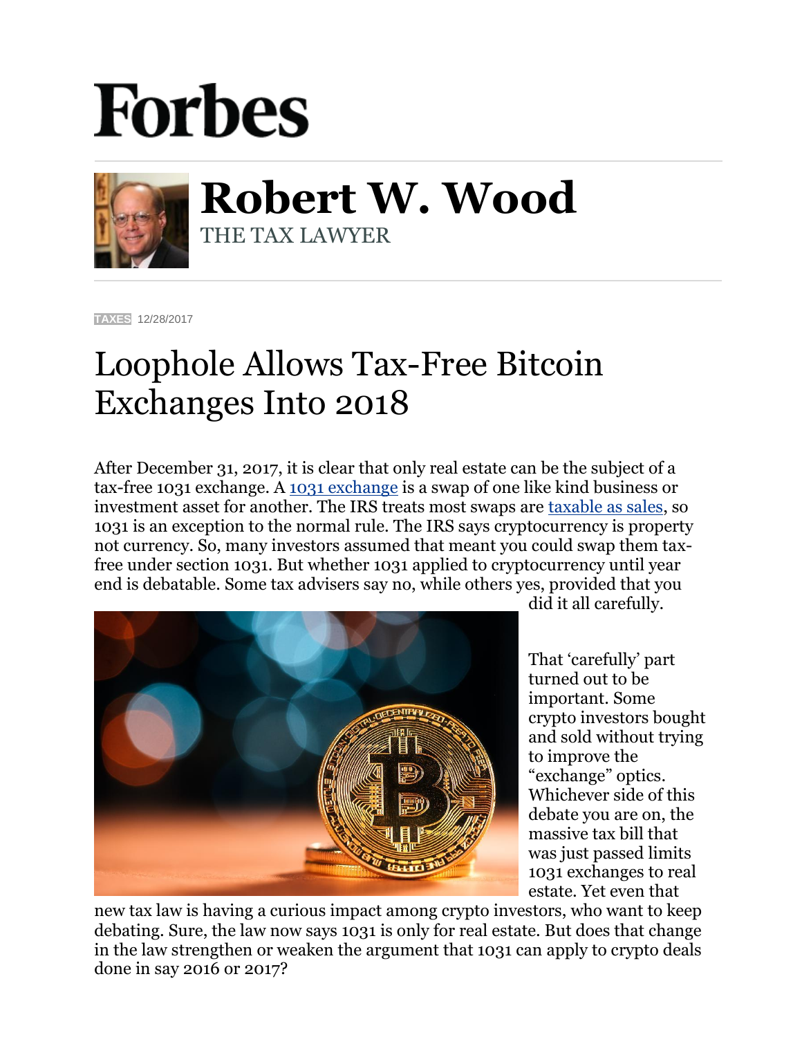# Forbes

## Robert W. Wood

THE TAX LAWYER

TAXES 12/28/2017

# Loophole Allows Tax-Free Bitcoin Exchanges Into 2018

After December 31, 2017, it is clear that only real estate can be the subject of a tax-free 1031 exchange. A [1031 exchange](1031 exchange) is a swap of one like kind business or investment asset for another. The IRS treats most swaps are [taxable as sales](taxable as sales), so 1031 is an exception to the normal rule. The IRS says cryptocurrency is property not currency. So, many investors assumed that meant you could swap them tax-free under section 1031. But whether 1031 applied to cryptocurrency until year end is debatable. Some tax advisers say no, while others yes, provided that you did it all carefully.

That 'carefully' part turned out to be important. Some crypto investors bought and sold without trying to improve the "exchange" optics. Whichever side of this debate you are on, the massive tax bill that was just passed limits 1031 exchanges to real estate. Yet even that new tax law is having a curious impact among crypto investors, who want to keep debating. Sure, the law now says 1031 is only for real estate. But does that change in the law strengthen or weaken the argument that 1031 can apply to crypto deals done in say 2016 or 2017?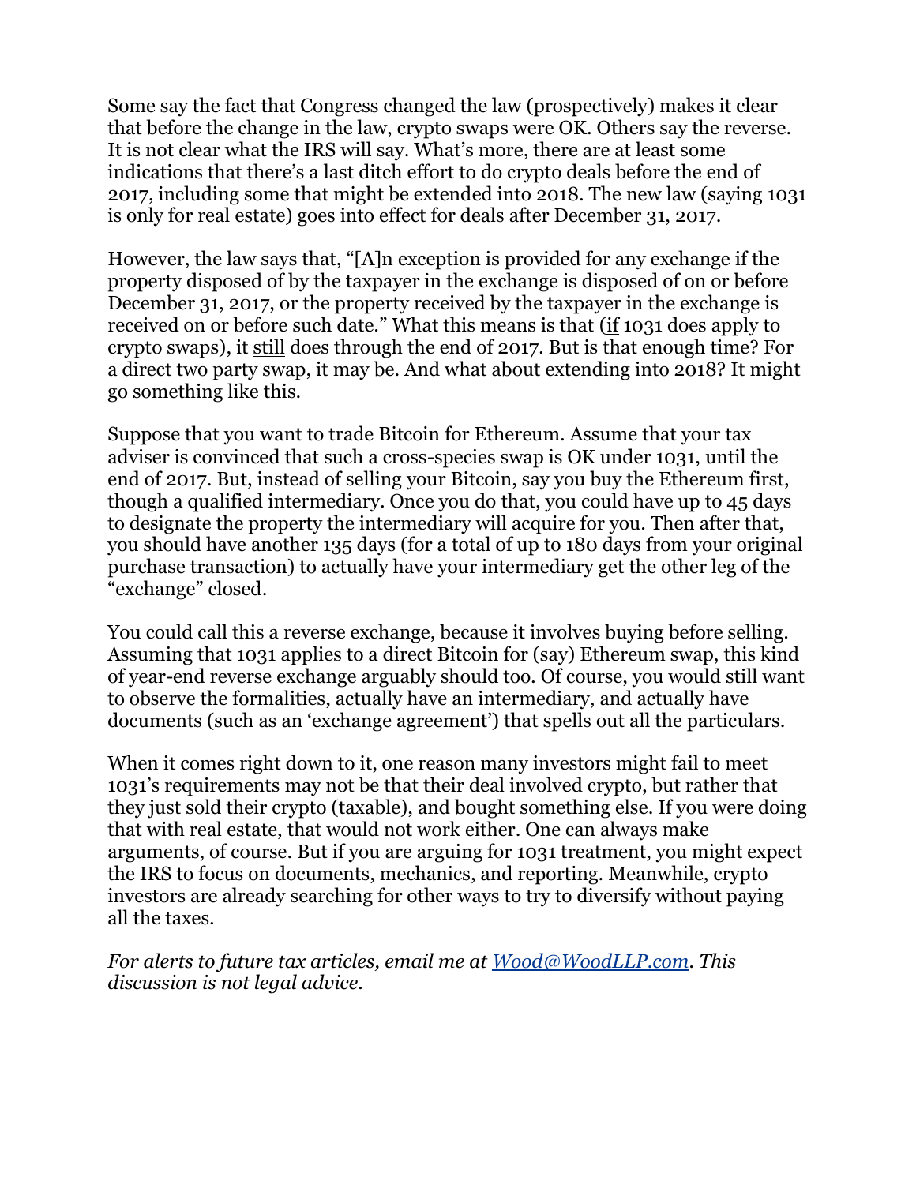Some say the fact that Congress changed the law (prospectively) makes it clear that before the change in the law, crypto swaps were OK. Others say the reverse. It is not clear what the IRS will say. What's more, there are at least some indications that there's a last ditch effort to do crypto deals before the end of 2017, including some that might be extended into 2018. The new law (saying 1031 is only for real estate) goes into effect for deals after December 31, 2017.

However, the law says that, "[A]n exception is provided for any exchange if the property disposed of by the taxpayer in the exchange is disposed of on or before December 31, 2017, or the property received by the taxpayer in the exchange is received on or before such date." What this means is that (<u>if</u> 1031 does apply to crypto swaps), it <u>still</u> does through the end of 2017. But is that enough time? For a direct two party swap, it may be. And what about extending into 2018? It might go something like this.

Suppose that you want to trade Bitcoin for Ethereum. Assume that your tax adviser is convinced that such a cross-species swap is OK under 1031, until the end of 2017. But, instead of selling your Bitcoin, say you buy the Ethereum first, though a qualified intermediary. Once you do that, you could have up to 45 days to designate the property the intermediary will acquire for you. Then after that, you should have another 135 days (for a total of up to 180 days from your original purchase transaction) to actually have your intermediary get the other leg of the "exchange" closed.

You could call this a reverse exchange, because it involves buying before selling. Assuming that 1031 applies to a direct Bitcoin for (say) Ethereum swap, this kind of year-end reverse exchange arguably should too. Of course, you would still want to observe the formalities, actually have an intermediary, and actually have documents (such as an 'exchange agreement') that spells out all the particulars.

When it comes right down to it, one reason many investors might fail to meet 1031's requirements may not be that their deal involved crypto, but rather that they just sold their crypto (taxable), and bought something else. If you were doing that with real estate, that would not work either. One can always make arguments, of course. But if you are arguing for 1031 treatment, you might expect the IRS to focus on documents, mechanics, and reporting. Meanwhile, crypto investors are already searching for other ways to try to diversify without paying all the taxes.

*For alerts to future tax articles, email me at [Wood@WoodLLP.com](mailto:Wood@WoodLLP.com). This discussion is not legal advice.*